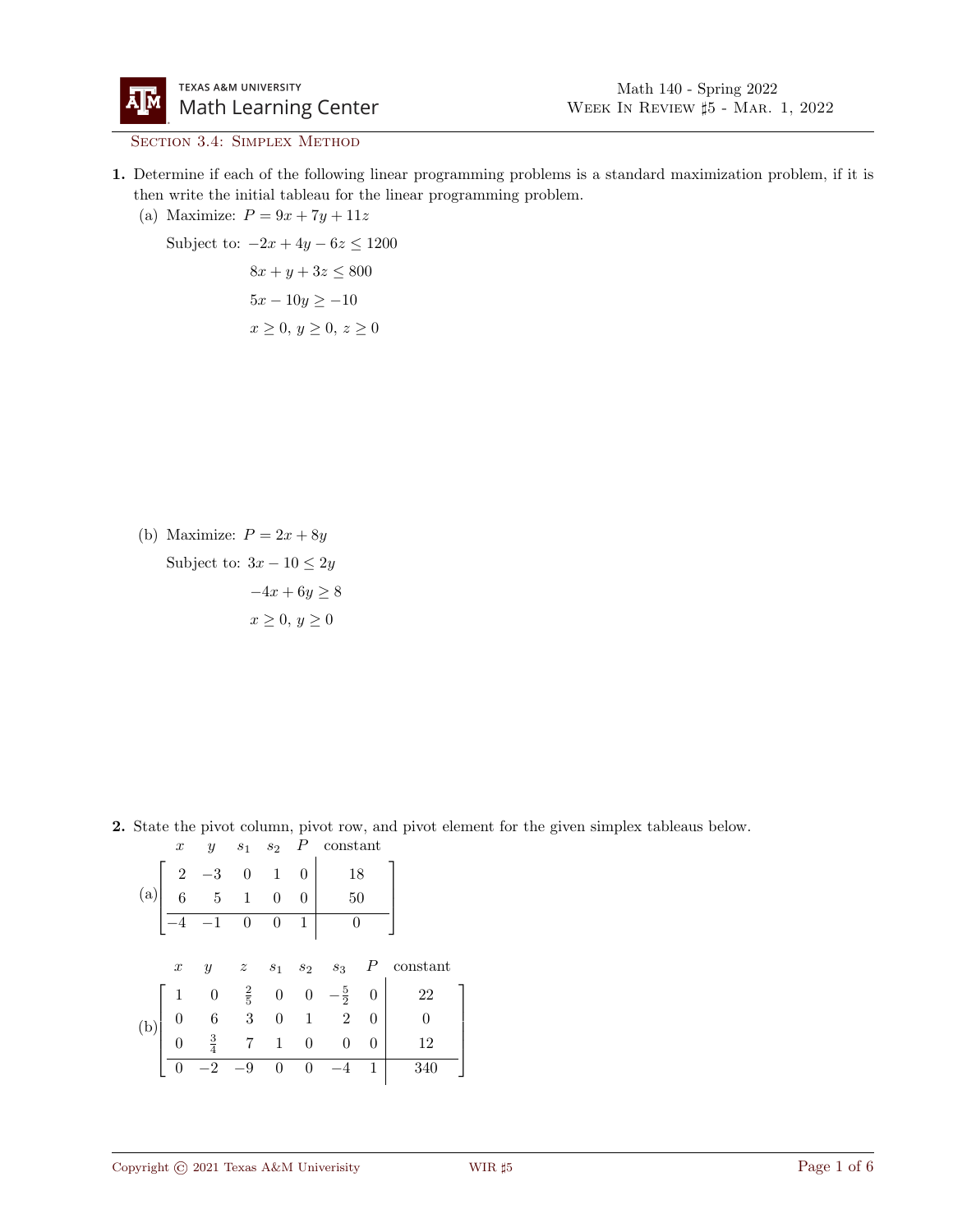Math 140 - Spring 2022
Week In Review ♯5 - Mar. 1, 2022

## Section 3.4: Simplex Method

**1.** Determine if each of the following linear programming problems is a standard maximization problem, if it is then write the initial tableau for the linear programming problem.

(a) Maximize: $P = 9x + 7y + 11z$

Subject to:
$$-2x + 4y - 6z \leq 1200$$
$$8x + y + 3z \leq 800$$
$$5x - 10y \geq -10$$
$$x \geq 0,\ y \geq 0,\ z \geq 0$$

(b) Maximize: $P = 2x + 8y$

Subject to:
$$3x - 10 \leq 2y$$
$$-4x + 6y \geq 8$$
$$x \geq 0,\ y \geq 0$$

**2.** State the pivot column, pivot row, and pivot element for the given simplex tableaus below.

(a)

$$\begin{array}{c} \\ \end{array}\left[\begin{array}{ccccc|c} x & y & s_1 & s_2 & P & \text{constant} \\ \hline 2 & -3 & 0 & 1 & 0 & 18 \\ 6 & 5 & 1 & 0 & 0 & 50 \\ \hline -4 & -1 & 0 & 0 & 1 & 0 \end{array}\right]$$

(b)

$$\left[\begin{array}{ccccccc|c} x & y & z & s_1 & s_2 & s_3 & P & \text{constant} \\ \hline 1 & 0 & \frac{2}{5} & 0 & 0 & -\frac{5}{2} & 0 & 22 \\ 0 & 6 & 3 & 0 & 1 & 2 & 0 & 0 \\ 0 & \frac{3}{4} & 7 & 1 & 0 & 0 & 0 & 12 \\ \hline 0 & -2 & -9 & 0 & 0 & -4 & 1 & 340 \end{array}\right]$$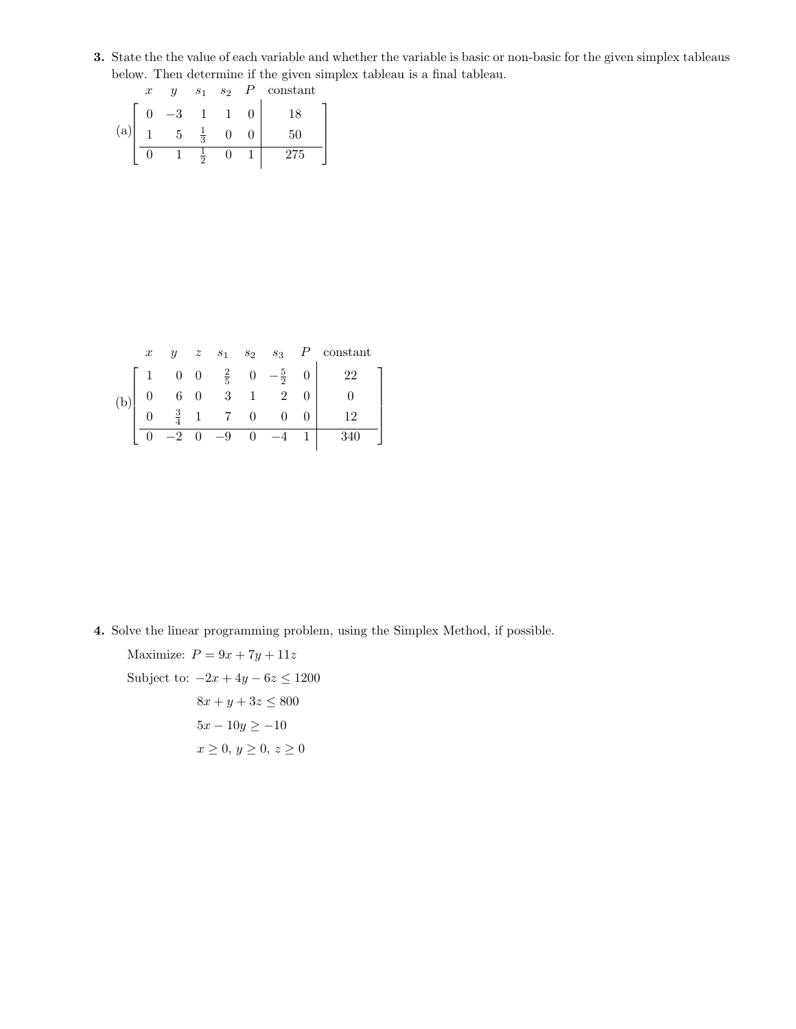**3.** State the the value of each variable and whether the variable is basic or non-basic for the given simplex tableaus below. Then determine if the given simplex tableau is a final tableau.

(a)

$$\begin{array}{c} \begin{matrix} x & y & s_1 & s_2 & P & \text{constant} \end{matrix} \\ \left[\begin{array}{ccccc|c} 0 & -3 & 1 & 1 & 0 & 18 \\ 1 & 5 & \frac{1}{3} & 0 & 0 & 50 \\ \hline 0 & 1 & \frac{1}{2} & 0 & 1 & 275 \end{array}\right] \end{array}$$

(b)

$$\begin{array}{c} \begin{matrix} x & y & z & s_1 & s_2 & s_3 & P & \text{constant} \end{matrix} \\ \left[\begin{array}{ccccccc|c} 1 & 0 & 0 & \frac{2}{5} & 0 & -\frac{5}{2} & 0 & 22 \\ 0 & 6 & 0 & 3 & 1 & 2 & 0 & 0 \\ 0 & \frac{3}{4} & 1 & 7 & 0 & 0 & 0 & 12 \\ \hline 0 & -2 & 0 & -9 & 0 & -4 & 1 & 340 \end{array}\right] \end{array}$$

**4.** Solve the linear programming problem, using the Simplex Method, if possible.

Maximize: $P = 9x + 7y + 11z$

Subject to: $-2x + 4y - 6z \leq 1200$

$8x + y + 3z \leq 800$

$5x - 10y \geq -10$

$x \geq 0,\ y \geq 0,\ z \geq 0$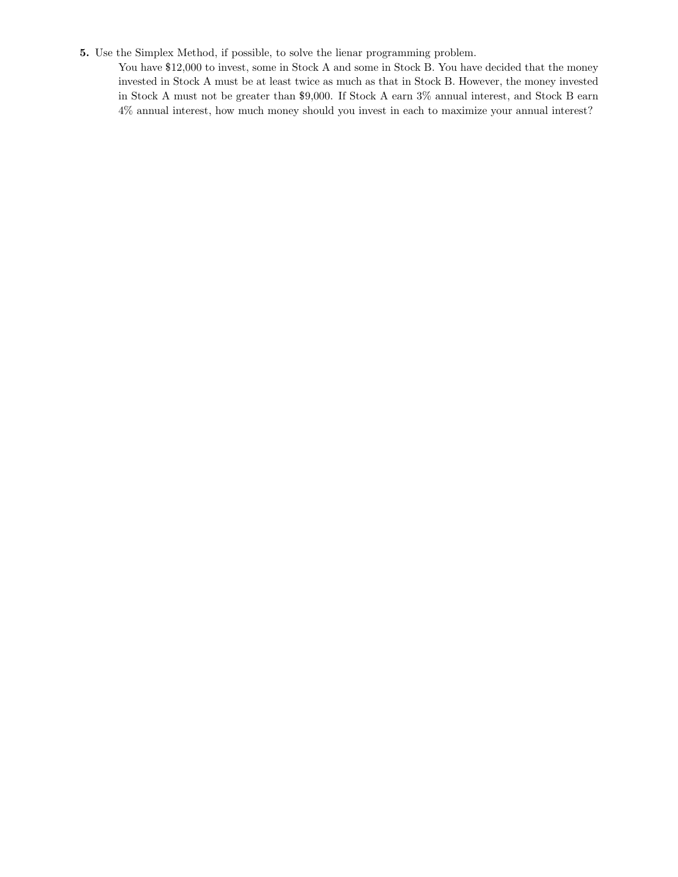**5.** Use the Simplex Method, if possible, to solve the lienar programming problem.

You have \$12,000 to invest, some in Stock A and some in Stock B. You have decided that the money invested in Stock A must be at least twice as much as that in Stock B. However, the money invested in Stock A must not be greater than \$9,000. If Stock A earn 3% annual interest, and Stock B earn 4% annual interest, how much money should you invest in each to maximize your annual interest?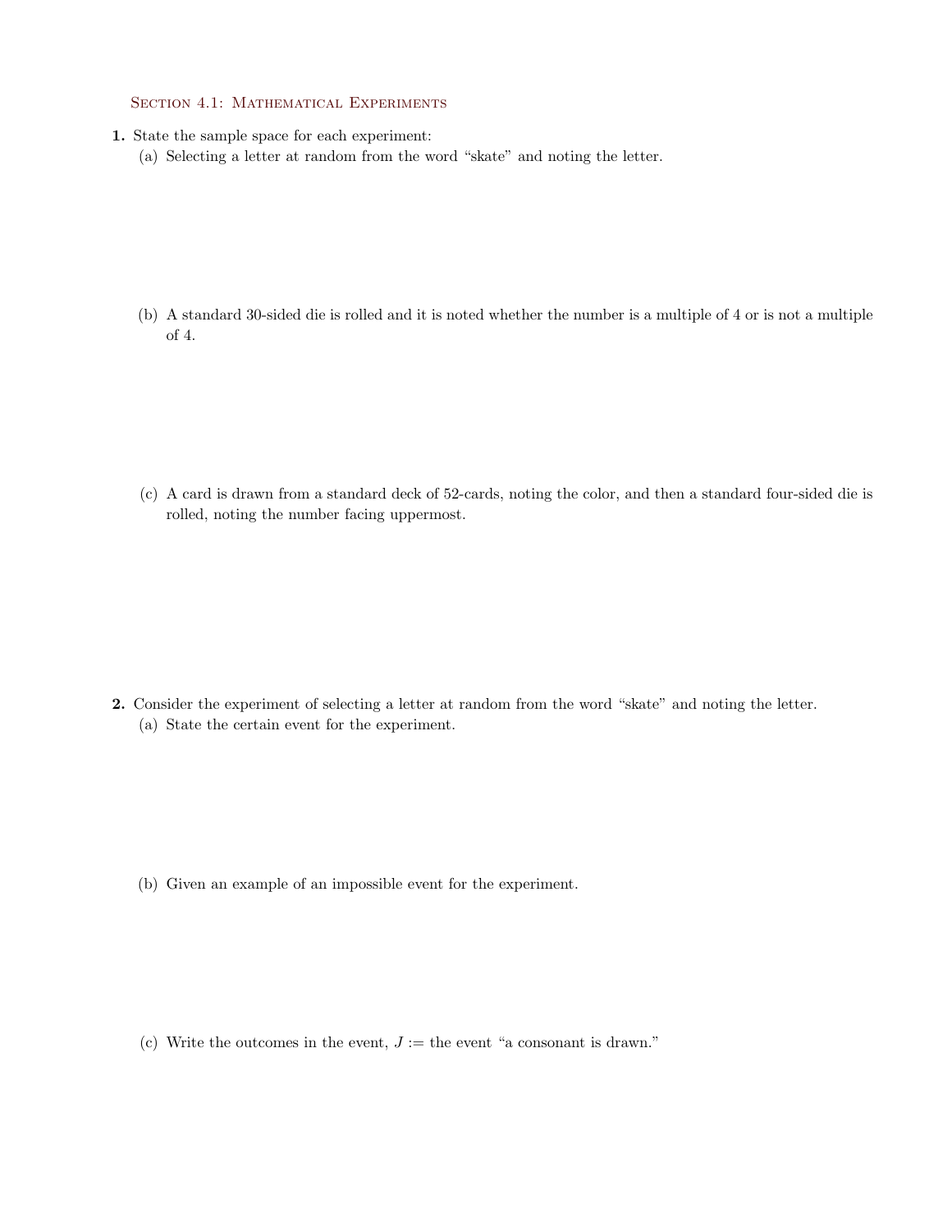## Section 4.1: Mathematical Experiments

**1.** State the sample space for each experiment:

(a) Selecting a letter at random from the word "skate" and noting the letter.

(b) A standard 30-sided die is rolled and it is noted whether the number is a multiple of 4 or is not a multiple of 4.

(c) A card is drawn from a standard deck of 52-cards, noting the color, and then a standard four-sided die is rolled, noting the number facing uppermost.

**2.** Consider the experiment of selecting a letter at random from the word "skate" and noting the letter.

(a) State the certain event for the experiment.

(b) Given an example of an impossible event for the experiment.

(c) Write the outcomes in the event, $J :=$ the event "a consonant is drawn."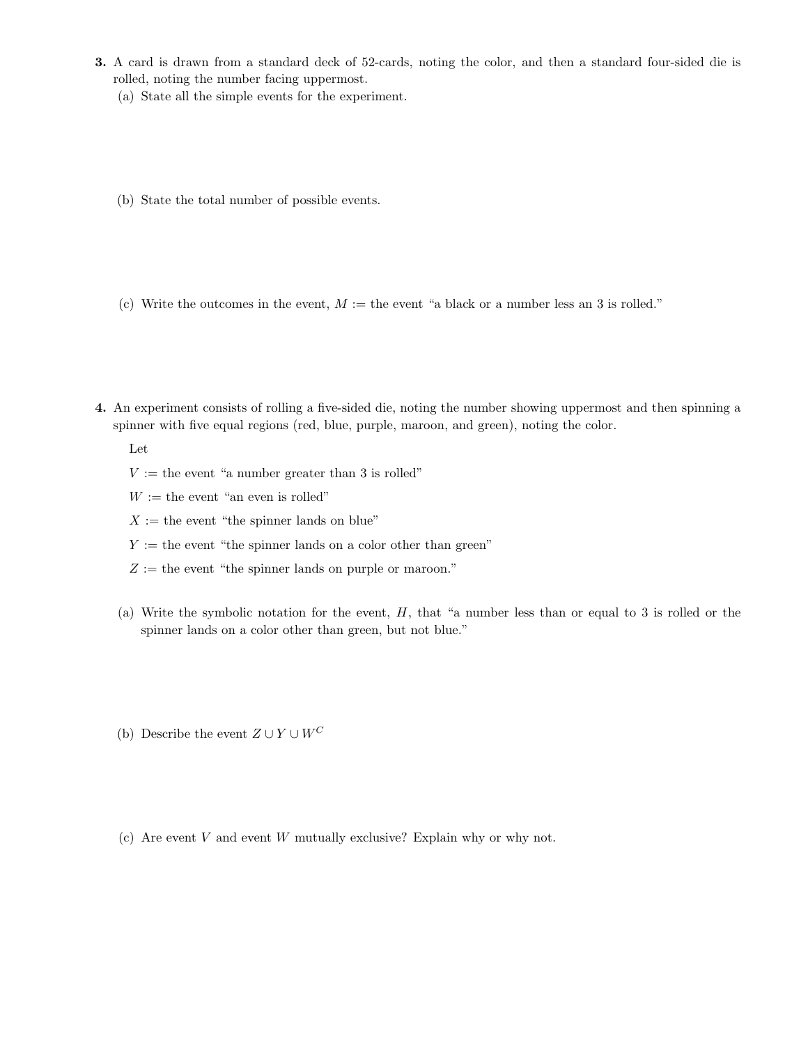**3.** A card is drawn from a standard deck of 52-cards, noting the color, and then a standard four-sided die is rolled, noting the number facing uppermost.

(a) State all the simple events for the experiment.

(b) State the total number of possible events.

(c) Write the outcomes in the event, $M :=$ the event "a black or a number less an 3 is rolled."

**4.** An experiment consists of rolling a five-sided die, noting the number showing uppermost and then spinning a spinner with five equal regions (red, blue, purple, maroon, and green), noting the color.

Let

$V :=$ the event "a number greater than 3 is rolled"

$W :=$ the event "an even is rolled"

$X :=$ the event "the spinner lands on blue"

$Y :=$ the event "the spinner lands on a color other than green"

$Z :=$ the event "the spinner lands on purple or maroon."

(a) Write the symbolic notation for the event, $H$, that "a number less than or equal to 3 is rolled or the spinner lands on a color other than green, but not blue."

(b) Describe the event $Z \cup Y \cup W^C$

(c) Are event $V$ and event $W$ mutually exclusive? Explain why or why not.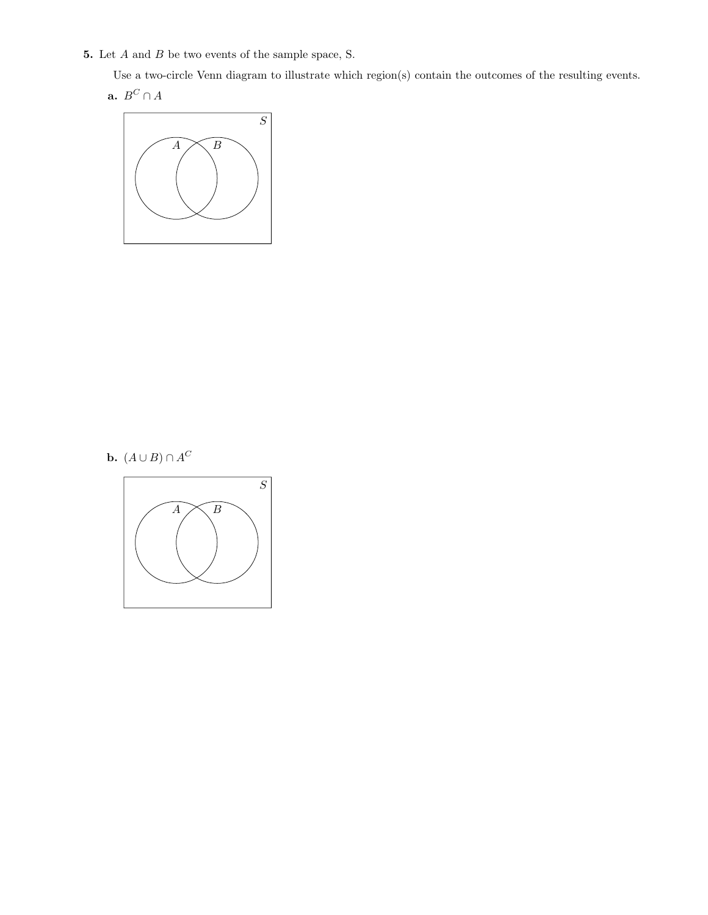**5.** Let $A$ and $B$ be two events of the sample space, S.

Use a two-circle Venn diagram to illustrate which region(s) contain the outcomes of the resulting events.

**a.** $B^C \cap A$

S

A B

**b.** $(A \cup B) \cap A^C$

S

A B